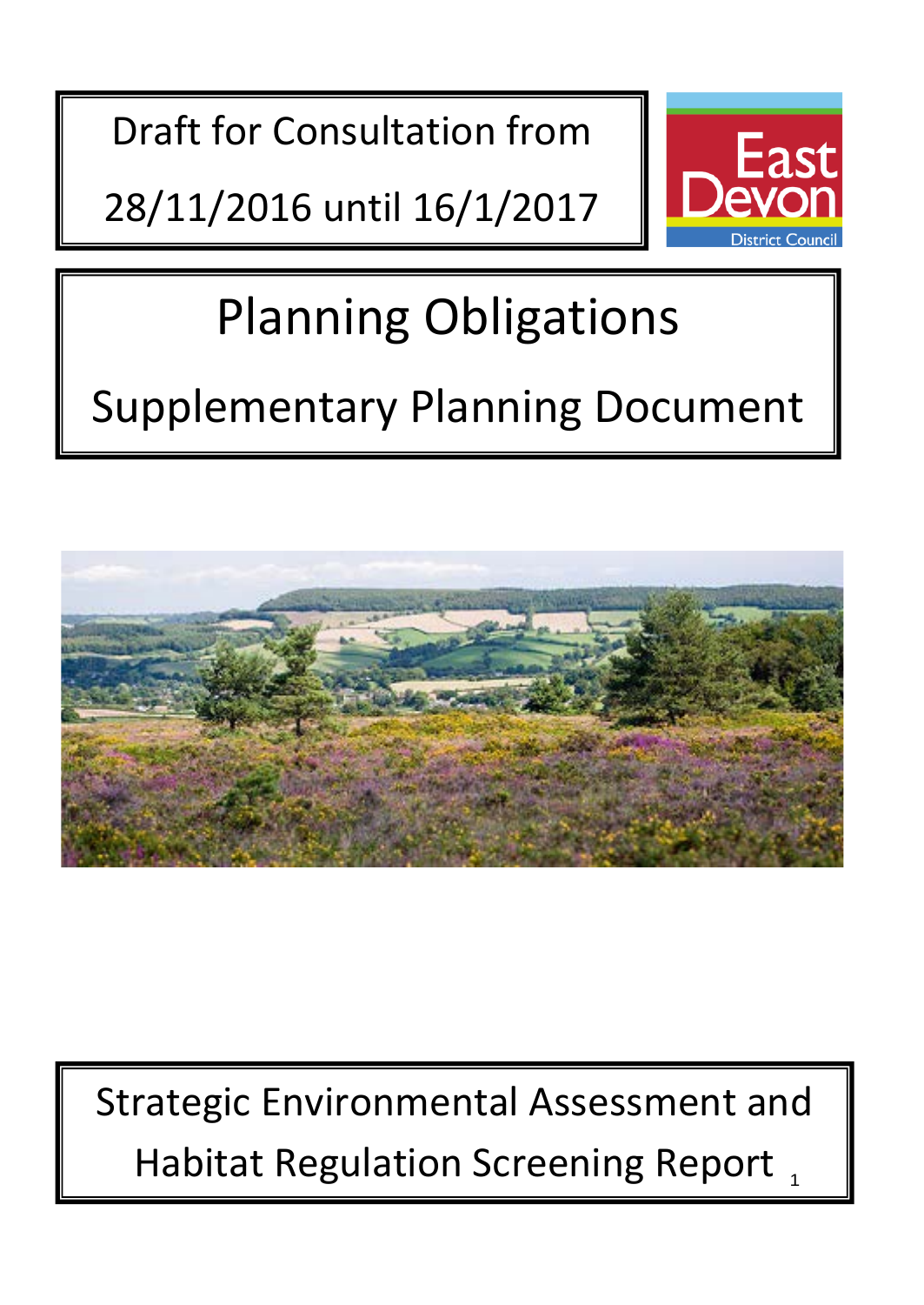Draft for Consultation from

28/11/2016 until 16/1/2017

East Devon District Council

# Planning Obligations

## Supplementary Planning Document

Strategic Environmental Assessment and Habitat Regulation Screening Report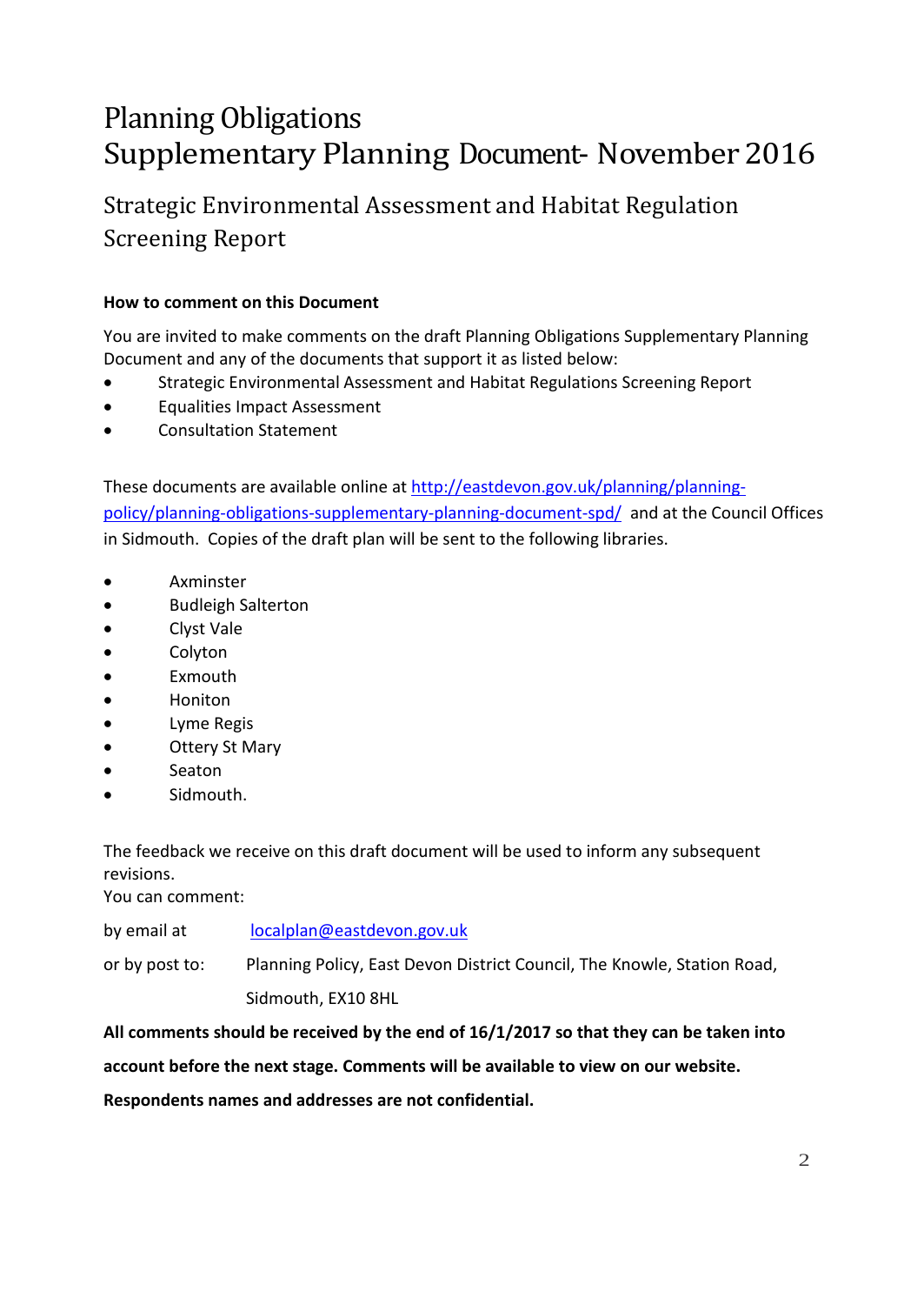# Planning Obligations Supplementary Planning Document- November 2016

## Strategic Environmental Assessment and Habitat Regulation Screening Report

**How to comment on this Document**

You are invited to make comments on the draft Planning Obligations Supplementary Planning Document and any of the documents that support it as listed below:

- Strategic Environmental Assessment and Habitat Regulations Screening Report
- Equalities Impact Assessment
- Consultation Statement

These documents are available online at [http://eastdevon.gov.uk/planning/planning-policy/planning-obligations-supplementary-planning-document-spd/](http://eastdevon.gov.uk/planning/planning-policy/planning-obligations-supplementary-planning-document-spd/) and at the Council Offices in Sidmouth. Copies of the draft plan will be sent to the following libraries.

- Axminster
- Budleigh Salterton
- Clyst Vale
- Colyton
- Exmouth
- Honiton
- Lyme Regis
- Ottery St Mary
- Seaton
- Sidmouth.

The feedback we receive on this draft document will be used to inform any subsequent revisions.
You can comment:

by email at [localplan@eastdevon.gov.uk](mailto:localplan@eastdevon.gov.uk)

or by post to: Planning Policy, East Devon District Council, The Knowle, Station Road, Sidmouth, EX10 8HL

**All comments should be received by the end of 16/1/2017 so that they can be taken into account before the next stage. Comments will be available to view on our website. Respondents names and addresses are not confidential.**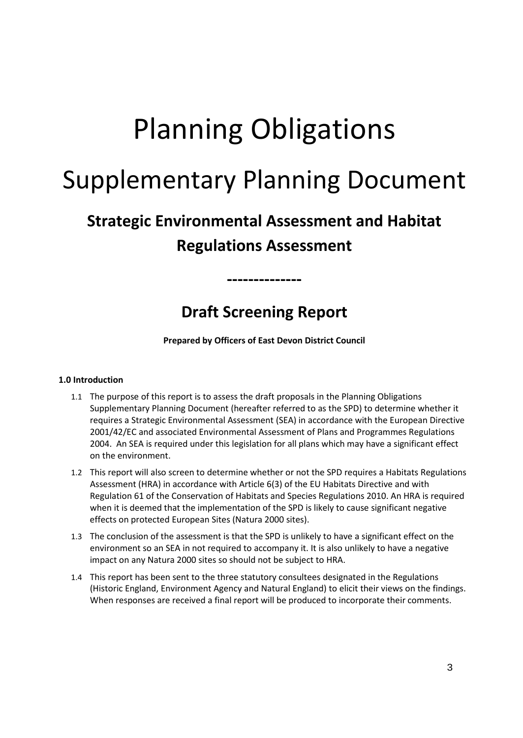# Planning Obligations

# Supplementary Planning Document

## Strategic Environmental Assessment and Habitat Regulations Assessment

**--------------**

## Draft Screening Report

**Prepared by Officers of East Devon District Council**

**1.0 Introduction**

1.1 The purpose of this report is to assess the draft proposals in the Planning Obligations Supplementary Planning Document (hereafter referred to as the SPD) to determine whether it requires a Strategic Environmental Assessment (SEA) in accordance with the European Directive 2001/42/EC and associated Environmental Assessment of Plans and Programmes Regulations 2004. An SEA is required under this legislation for all plans which may have a significant effect on the environment.

1.2 This report will also screen to determine whether or not the SPD requires a Habitats Regulations Assessment (HRA) in accordance with Article 6(3) of the EU Habitats Directive and with Regulation 61 of the Conservation of Habitats and Species Regulations 2010. An HRA is required when it is deemed that the implementation of the SPD is likely to cause significant negative effects on protected European Sites (Natura 2000 sites).

1.3 The conclusion of the assessment is that the SPD is unlikely to have a significant effect on the environment so an SEA in not required to accompany it. It is also unlikely to have a negative impact on any Natura 2000 sites so should not be subject to HRA.

1.4 This report has been sent to the three statutory consultees designated in the Regulations (Historic England, Environment Agency and Natural England) to elicit their views on the findings. When responses are received a final report will be produced to incorporate their comments.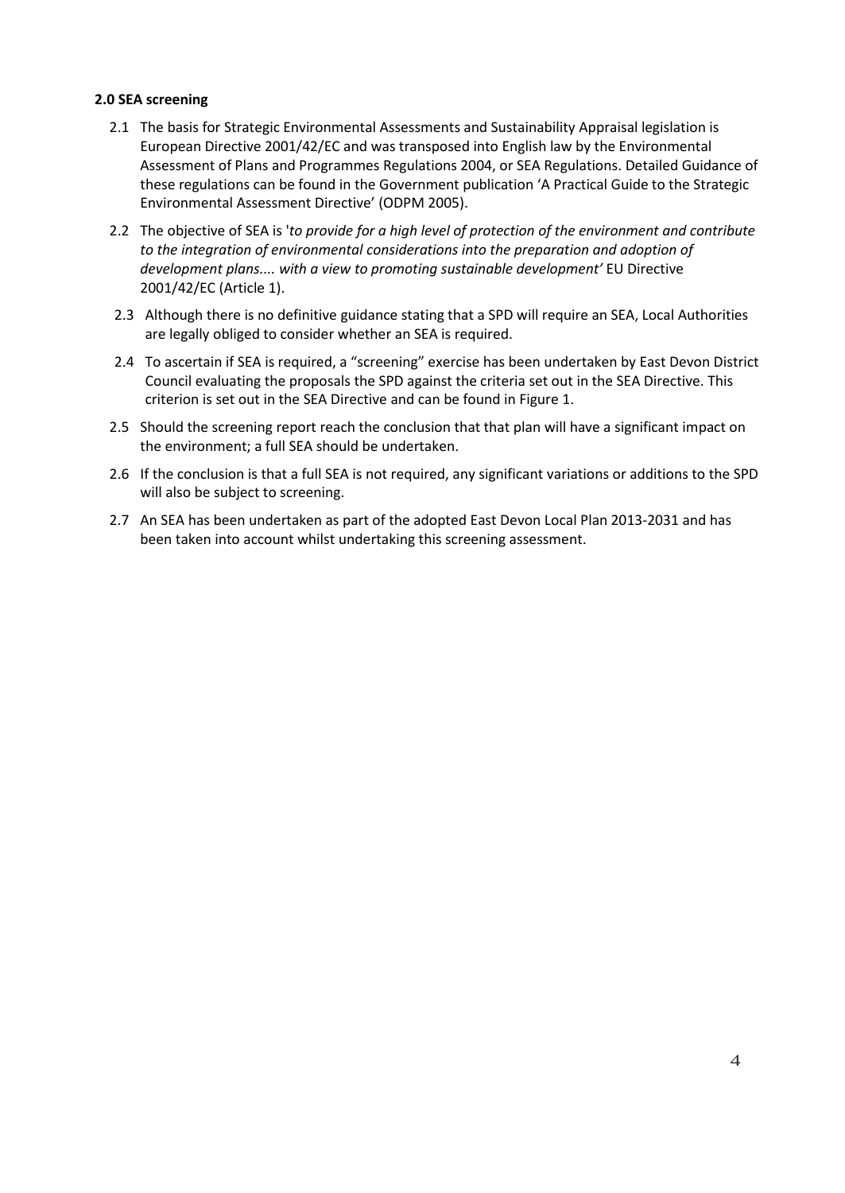**2.0 SEA screening**

2.1 The basis for Strategic Environmental Assessments and Sustainability Appraisal legislation is European Directive 2001/42/EC and was transposed into English law by the Environmental Assessment of Plans and Programmes Regulations 2004, or SEA Regulations. Detailed Guidance of these regulations can be found in the Government publication 'A Practical Guide to the Strategic Environmental Assessment Directive' (ODPM 2005).

2.2 The objective of SEA is '*to provide for a high level of protection of the environment and contribute to the integration of environmental considerations into the preparation and adoption of development plans.... with a view to promoting sustainable development'* EU Directive 2001/42/EC (Article 1).

2.3 Although there is no definitive guidance stating that a SPD will require an SEA, Local Authorities are legally obliged to consider whether an SEA is required.

2.4 To ascertain if SEA is required, a "screening" exercise has been undertaken by East Devon District Council evaluating the proposals the SPD against the criteria set out in the SEA Directive. This criterion is set out in the SEA Directive and can be found in Figure 1.

2.5 Should the screening report reach the conclusion that that plan will have a significant impact on the environment; a full SEA should be undertaken.

2.6 If the conclusion is that a full SEA is not required, any significant variations or additions to the SPD will also be subject to screening.

2.7 An SEA has been undertaken as part of the adopted East Devon Local Plan 2013-2031 and has been taken into account whilst undertaking this screening assessment.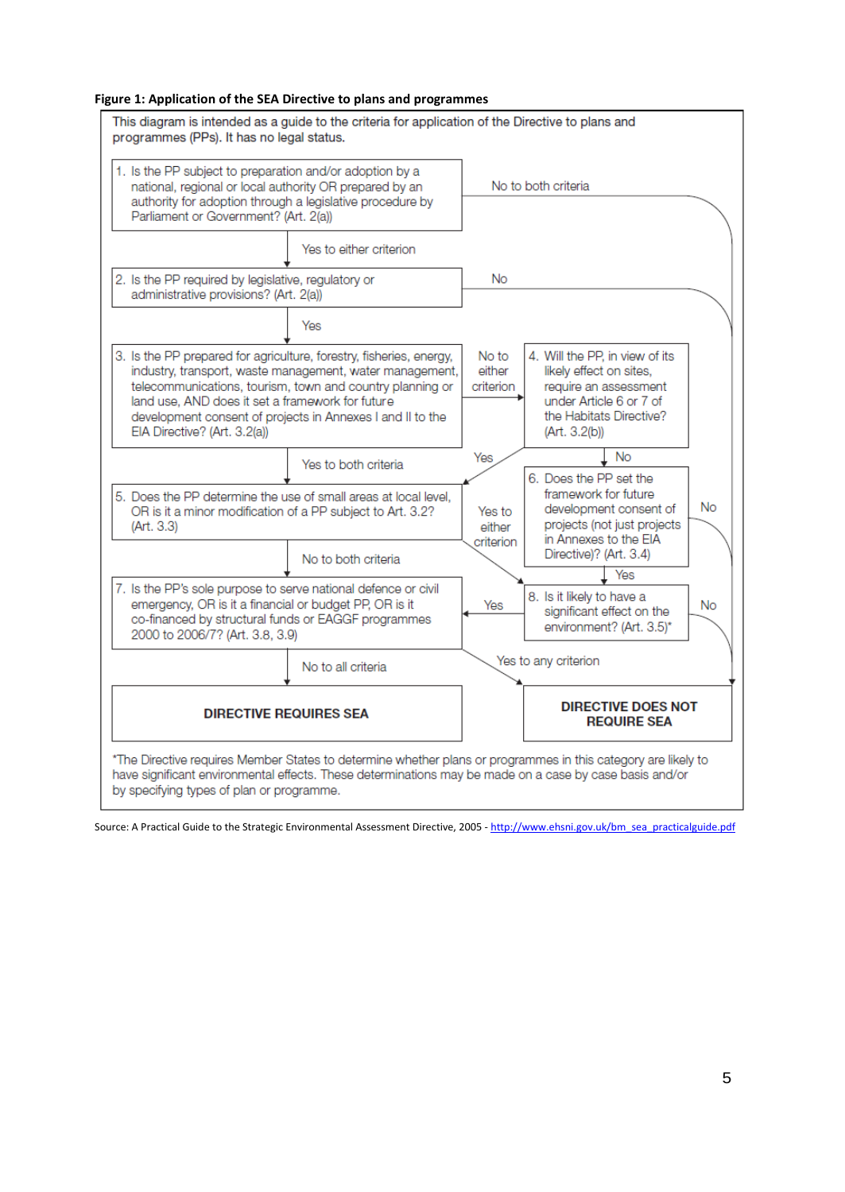**Figure 1: Application of the SEA Directive to plans and programmes**

This diagram is intended as a guide to the criteria for application of the Directive to plans and programmes (PPs). It has no legal status.

1. Is the PP subject to preparation and/or adoption by a national, regional or local authority OR prepared by an authority for adoption through a legislative procedure by Parliament or Government? (Art. 2(a))
   - No to both criteria → DIRECTIVE DOES NOT REQUIRE SEA
   - Yes to either criterion → 2

2. Is the PP required by legislative, regulatory or administrative provisions? (Art. 2(a))
   - No → DIRECTIVE DOES NOT REQUIRE SEA
   - Yes → 3

3. Is the PP prepared for agriculture, forestry, fisheries, energy, industry, transport, waste management, water management, telecommunications, tourism, town and country planning or land use, AND does it set a framework for future development consent of projects in Annexes I and II to the EIA Directive? (Art. 3.2(a))
   - No to either criterion → 4
   - Yes to both criteria → 5

4. Will the PP, in view of its likely effect on sites, require an assessment under Article 6 or 7 of the Habitats Directive? (Art. 3.2(b))
   - Yes → 5
   - No → 6

5. Does the PP determine the use of small areas at local level, OR is it a minor modification of a PP subject to Art. 3.2? (Art. 3.3)
   - Yes to either criterion → 8
   - No to both criteria → 7

6. Does the PP set the framework for future development consent of projects (not just projects in Annexes to the EIA Directive)? (Art. 3.4)
   - No → DIRECTIVE DOES NOT REQUIRE SEA
   - Yes → 8

7. Is the PP's sole purpose to serve national defence or civil emergency, OR is it a financial or budget PP, OR is it co-financed by structural funds or EAGGF programmes 2000 to 2006/7? (Art. 3.8, 3.9)
   - Yes to any criterion → DIRECTIVE DOES NOT REQUIRE SEA
   - No to all criteria → DIRECTIVE REQUIRES SEA

8. Is it likely to have a significant effect on the environment? (Art. 3.5)*
   - Yes → 7
   - No → DIRECTIVE DOES NOT REQUIRE SEA

**DIRECTIVE REQUIRES SEA**

**DIRECTIVE DOES NOT REQUIRE SEA**

*The Directive requires Member States to determine whether plans or programmes in this category are likely to have significant environmental effects. These determinations may be made on a case by case basis and/or by specifying types of plan or programme.

Source: A Practical Guide to the Strategic Environmental Assessment Directive, 2005 - http://www.ehsni.gov.uk/bm_sea_practicalguide.pdf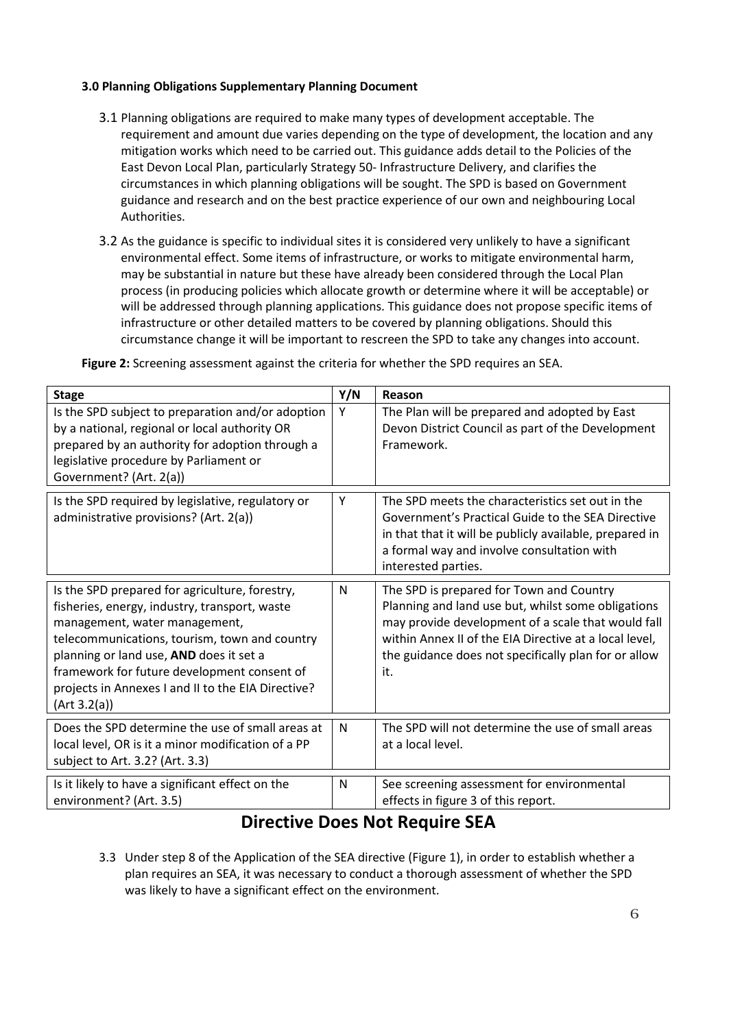### 3.0 Planning Obligations Supplementary Planning Document

3.1 Planning obligations are required to make many types of development acceptable. The requirement and amount due varies depending on the type of development, the location and any mitigation works which need to be carried out. This guidance adds detail to the Policies of the East Devon Local Plan, particularly Strategy 50- Infrastructure Delivery, and clarifies the circumstances in which planning obligations will be sought. The SPD is based on Government guidance and research and on the best practice experience of our own and neighbouring Local Authorities.

3.2 As the guidance is specific to individual sites it is considered very unlikely to have a significant environmental effect. Some items of infrastructure, or works to mitigate environmental harm, may be substantial in nature but these have already been considered through the Local Plan process (in producing policies which allocate growth or determine where it will be acceptable) or will be addressed through planning applications. This guidance does not propose specific items of infrastructure or other detailed matters to be covered by planning obligations. Should this circumstance change it will be important to rescreen the SPD to take any changes into account.

**Figure 2:** Screening assessment against the criteria for whether the SPD requires an SEA.

| Stage | Y/N | Reason |
|---|---|---|
| Is the SPD subject to preparation and/or adoption by a national, regional or local authority OR prepared by an authority for adoption through a legislative procedure by Parliament or Government? (Art. 2(a)) | Y | The Plan will be prepared and adopted by East Devon District Council as part of the Development Framework. |
| Is the SPD required by legislative, regulatory or administrative provisions? (Art. 2(a)) | Y | The SPD meets the characteristics set out in the Government's Practical Guide to the SEA Directive in that that it will be publicly available, prepared in a formal way and involve consultation with interested parties. |
| Is the SPD prepared for agriculture, forestry, fisheries, energy, industry, transport, waste management, water management, telecommunications, tourism, town and country planning or land use, **AND** does it set a framework for future development consent of projects in Annexes I and II to the EIA Directive? (Art 3.2(a)) | N | The SPD is prepared for Town and Country Planning and land use but, whilst some obligations may provide development of a scale that would fall within Annex II of the EIA Directive at a local level, the guidance does not specifically plan for or allow it. |
| Does the SPD determine the use of small areas at local level, OR is it a minor modification of a PP subject to Art. 3.2? (Art. 3.3) | N | The SPD will not determine the use of small areas at a local level. |
| Is it likely to have a significant effect on the environment? (Art. 3.5) | N | See screening assessment for environmental effects in figure 3 of this report. |

## Directive Does Not Require SEA

3.3 Under step 8 of the Application of the SEA directive (Figure 1), in order to establish whether a plan requires an SEA, it was necessary to conduct a thorough assessment of whether the SPD was likely to have a significant effect on the environment.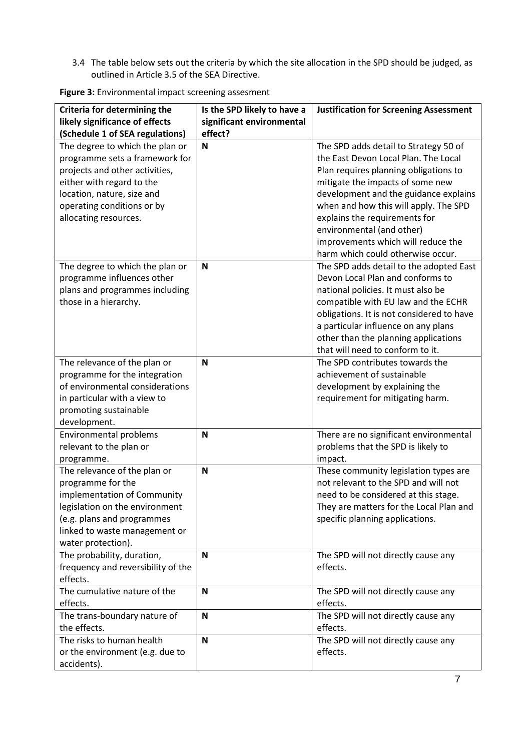3.4 The table below sets out the criteria by which the site allocation in the SPD should be judged, as outlined in Article 3.5 of the SEA Directive.

**Figure 3:** Environmental impact screening assesment

| Criteria for determining the likely significance of effects (Schedule 1 of SEA regulations) | Is the SPD likely to have a significant environmental effect? | Justification for Screening Assessment |
|---|---|---|
| The degree to which the plan or programme sets a framework for projects and other activities, either with regard to the location, nature, size and operating conditions or by allocating resources. | **N** | The SPD adds detail to Strategy 50 of the East Devon Local Plan. The Local Plan requires planning obligations to mitigate the impacts of some new development and the guidance explains when and how this will apply. The SPD explains the requirements for environmental (and other) improvements which will reduce the harm which could otherwise occur. |
| The degree to which the plan or programme influences other plans and programmes including those in a hierarchy. | **N** | The SPD adds detail to the adopted East Devon Local Plan and conforms to national policies. It must also be compatible with EU law and the ECHR obligations. It is not considered to have a particular influence on any plans other than the planning applications that will need to conform to it. |
| The relevance of the plan or programme for the integration of environmental considerations in particular with a view to promoting sustainable development. | **N** | The SPD contributes towards the achievement of sustainable development by explaining the requirement for mitigating harm. |
| Environmental problems relevant to the plan or programme. | **N** | There are no significant environmental problems that the SPD is likely to impact. |
| The relevance of the plan or programme for the implementation of Community legislation on the environment (e.g. plans and programmes linked to waste management or water protection). | **N** | These community legislation types are not relevant to the SPD and will not need to be considered at this stage. They are matters for the Local Plan and specific planning applications. |
| The probability, duration, frequency and reversibility of the effects. | **N** | The SPD will not directly cause any effects. |
| The cumulative nature of the effects. | **N** | The SPD will not directly cause any effects. |
| The trans-boundary nature of the effects. | **N** | The SPD will not directly cause any effects. |
| The risks to human health or the environment (e.g. due to accidents). | **N** | The SPD will not directly cause any effects. |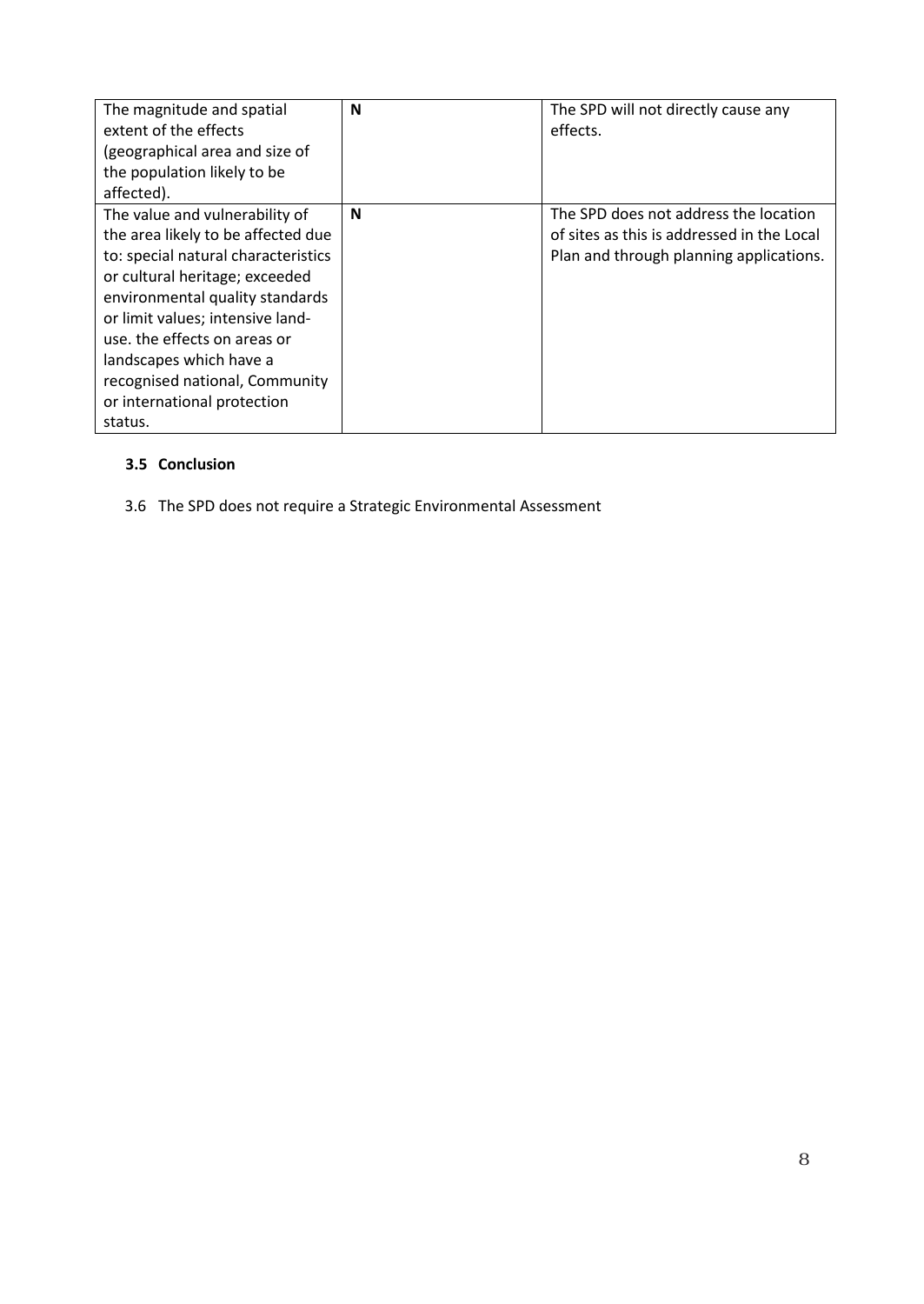| | | |
|---|---|---|
| The magnitude and spatial extent of the effects (geographical area and size of the population likely to be affected). | **N** | The SPD will not directly cause any effects. |
| The value and vulnerability of the area likely to be affected due to: special natural characteristics or cultural heritage; exceeded environmental quality standards or limit values; intensive land-use. the effects on areas or landscapes which have a recognised national, Community or international protection status. | **N** | The SPD does not address the location of sites as this is addressed in the Local Plan and through planning applications. |

### 3.5 Conclusion

3.6 The SPD does not require a Strategic Environmental Assessment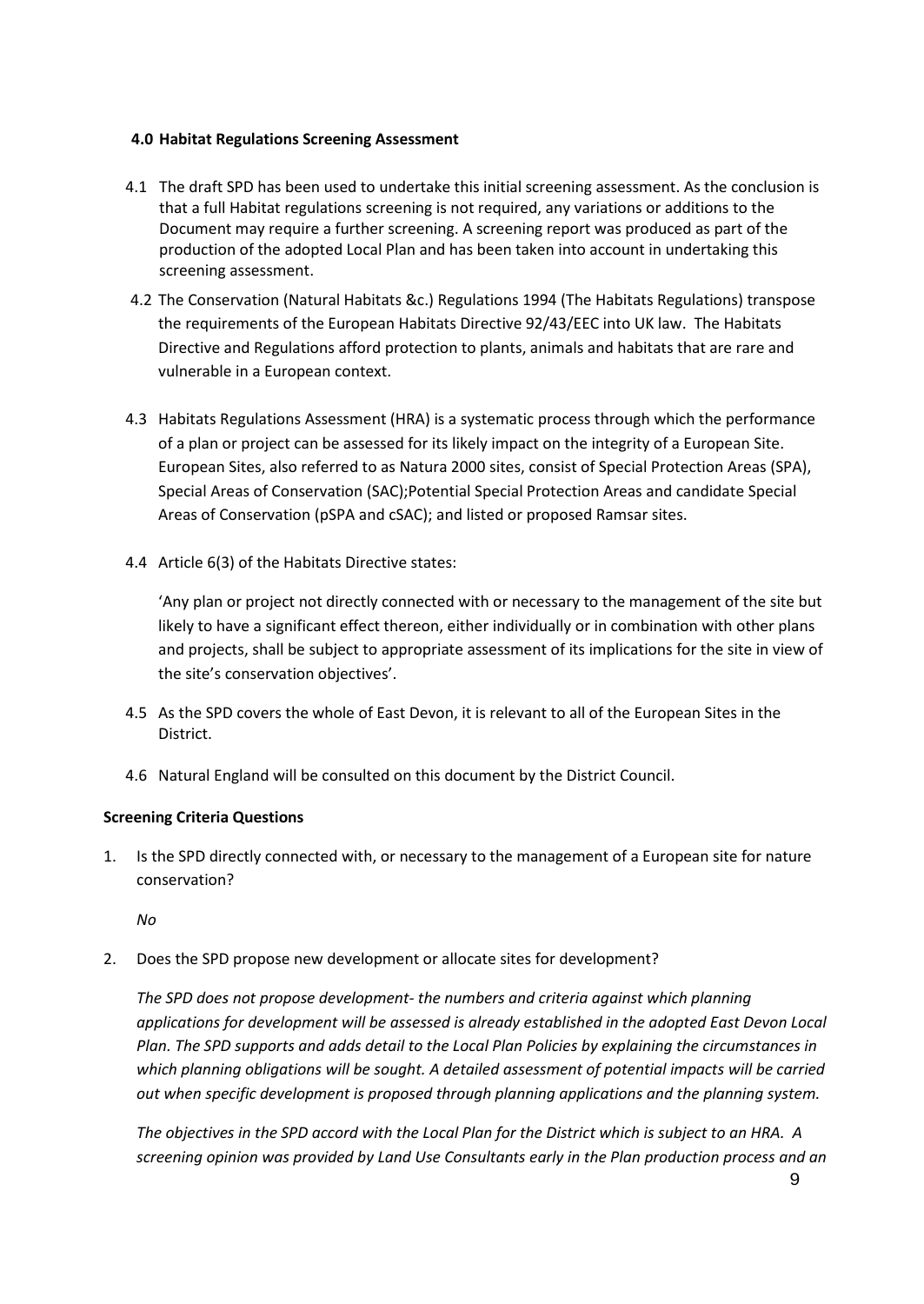### 4.0 Habitat Regulations Screening Assessment

4.1 The draft SPD has been used to undertake this initial screening assessment. As the conclusion is that a full Habitat regulations screening is not required, any variations or additions to the Document may require a further screening. A screening report was produced as part of the production of the adopted Local Plan and has been taken into account in undertaking this screening assessment.

4.2 The Conservation (Natural Habitats &c.) Regulations 1994 (The Habitats Regulations) transpose the requirements of the European Habitats Directive 92/43/EEC into UK law. The Habitats Directive and Regulations afford protection to plants, animals and habitats that are rare and vulnerable in a European context.

4.3 Habitats Regulations Assessment (HRA) is a systematic process through which the performance of a plan or project can be assessed for its likely impact on the integrity of a European Site. European Sites, also referred to as Natura 2000 sites, consist of Special Protection Areas (SPA), Special Areas of Conservation (SAC);Potential Special Protection Areas and candidate Special Areas of Conservation (pSPA and cSAC); and listed or proposed Ramsar sites.

4.4 Article 6(3) of the Habitats Directive states:

'Any plan or project not directly connected with or necessary to the management of the site but likely to have a significant effect thereon, either individually or in combination with other plans and projects, shall be subject to appropriate assessment of its implications for the site in view of the site's conservation objectives'.

4.5 As the SPD covers the whole of East Devon, it is relevant to all of the European Sites in the District.

4.6 Natural England will be consulted on this document by the District Council.

**Screening Criteria Questions**

1. Is the SPD directly connected with, or necessary to the management of a European site for nature conservation?

   *No*

2. Does the SPD propose new development or allocate sites for development?

   *The SPD does not propose development- the numbers and criteria against which planning applications for development will be assessed is already established in the adopted East Devon Local Plan. The SPD supports and adds detail to the Local Plan Policies by explaining the circumstances in which planning obligations will be sought. A detailed assessment of potential impacts will be carried out when specific development is proposed through planning applications and the planning system.*

   *The objectives in the SPD accord with the Local Plan for the District which is subject to an HRA. A screening opinion was provided by Land Use Consultants early in the Plan production process and an*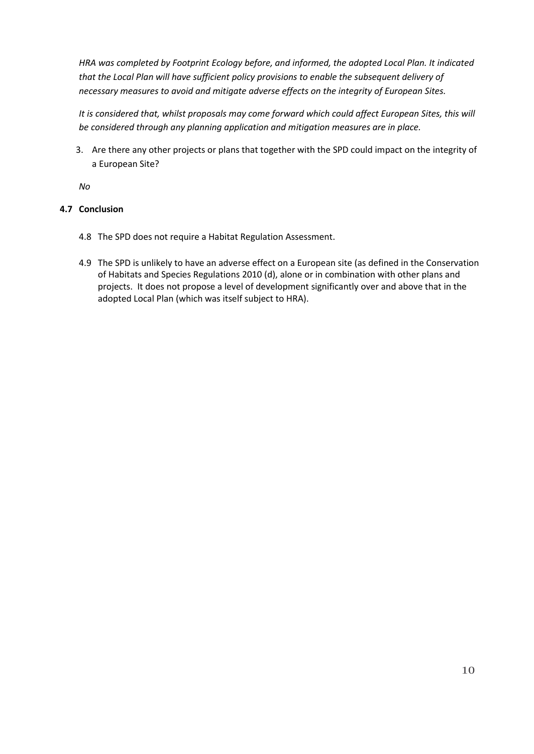*HRA was completed by Footprint Ecology before, and informed, the adopted Local Plan. It indicated that the Local Plan will have sufficient policy provisions to enable the subsequent delivery of necessary measures to avoid and mitigate adverse effects on the integrity of European Sites.*

*It is considered that, whilst proposals may come forward which could affect European Sites, this will be considered through any planning application and mitigation measures are in place.*

3. Are there any other projects or plans that together with the SPD could impact on the integrity of a European Site?

*No*

**4.7 Conclusion**

4.8 The SPD does not require a Habitat Regulation Assessment.

4.9 The SPD is unlikely to have an adverse effect on a European site (as defined in the Conservation of Habitats and Species Regulations 2010 (d), alone or in combination with other plans and projects. It does not propose a level of development significantly over and above that in the adopted Local Plan (which was itself subject to HRA).